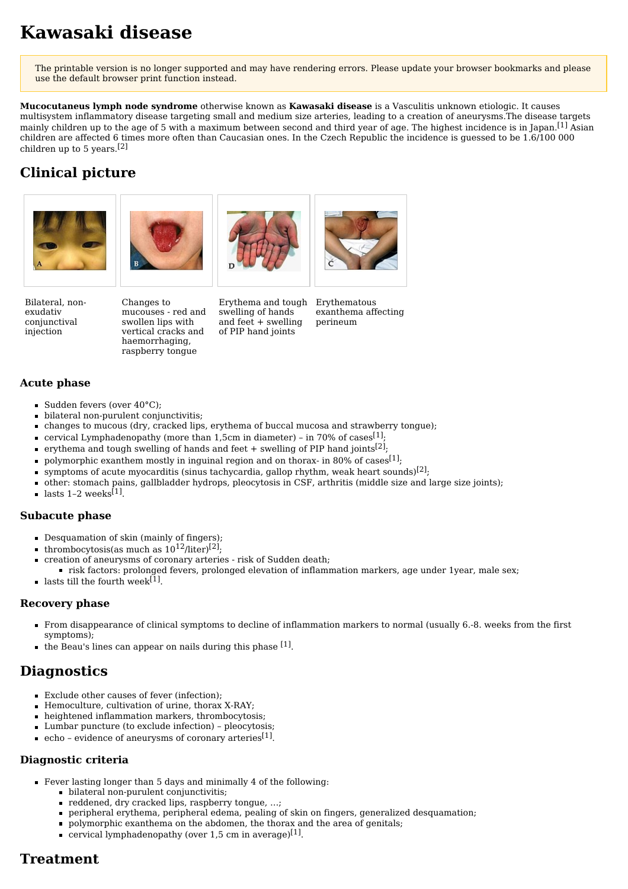# Kawasaki disease

The printable version is no longer supported and may have rendering errors. Please update your browser bookmarks and please use the default browser print function instead.

**Mucocutaneus lymph node syndrome** otherwise known as **Kawasaki disease** is a Vasculitis unknown etiologic. It causes multisystem inflammatory disease targeting small and medium size arteries, leading to a creation of aneurysms.The disease targets mainly children up to the age of 5 with a maximum between second and third year of age. The highest incidence is in Japan.[1] Asian children are affected 6 times more often than Caucasian ones. In the Czech Republic the incidence is guessed to be 1.6/100 000 children up to 5 years.[2]

## Clinical picture

Bilateral, non-exudativ conjunctival injection

Changes to mucouses - red and swollen lips with vertical cracks and haemorrhaging, raspberry tongue

Erythema and tough swelling of hands and feet + swelling of PIP hand joints

Erythematous exanthema affecting perineum

### Acute phase

- Sudden fevers (over 40°C);
- bilateral non-purulent conjunctivitis;
- changes to mucous (dry, cracked lips, erythema of buccal mucosa and strawberry tongue);
- cervical Lymphadenopathy (more than 1,5cm in diameter) – in 70% of cases[1];
- erythema and tough swelling of hands and feet + swelling of PIP hand joints[2];
- polymorphic exanthem mostly in inguinal region and on thorax- in 80% of cases[1];
- symptoms of acute myocarditis (sinus tachycardia, gallop rhythm, weak heart sounds)[2];
- other: stomach pains, gallbladder hydrops, pleocytosis in CSF, arthritis (middle size and large size joints);
- lasts 1–2 weeks[1].

### Subacute phase

- Desquamation of skin (mainly of fingers);
- thrombocytosis(as much as $10^{12}$/liter)[2];
- creation of aneurysms of coronary arteries - risk of Sudden death;
  - risk factors: prolonged fevers, prolonged elevation of inflammation markers, age under 1year, male sex;
- lasts till the fourth week[1].

### Recovery phase

- From disappearance of clinical symptoms to decline of inflammation markers to normal (usually 6.-8. weeks from the first symptoms);
- the Beau's lines can appear on nails during this phase [1].

## Diagnostics

- Exclude other causes of fever (infection);
- Hemoculture, cultivation of urine, thorax X-RAY;
- heightened inflammation markers, thrombocytosis;
- Lumbar puncture (to exclude infection) – pleocytosis;
- echo – evidence of aneurysms of coronary arteries[1].

### Diagnostic criteria

- Fever lasting longer than 5 days and minimally 4 of the following:
  - bilateral non-purulent conjunctivitis;
  - reddened, dry cracked lips, raspberry tongue, ...;
  - peripheral erythema, peripheral edema, pealing of skin on fingers, generalized desquamation;
  - polymorphic exanthema on the abdomen, the thorax and the area of genitals;
  - cervical lymphadenopathy (over 1,5 cm in average)[1].

## Treatment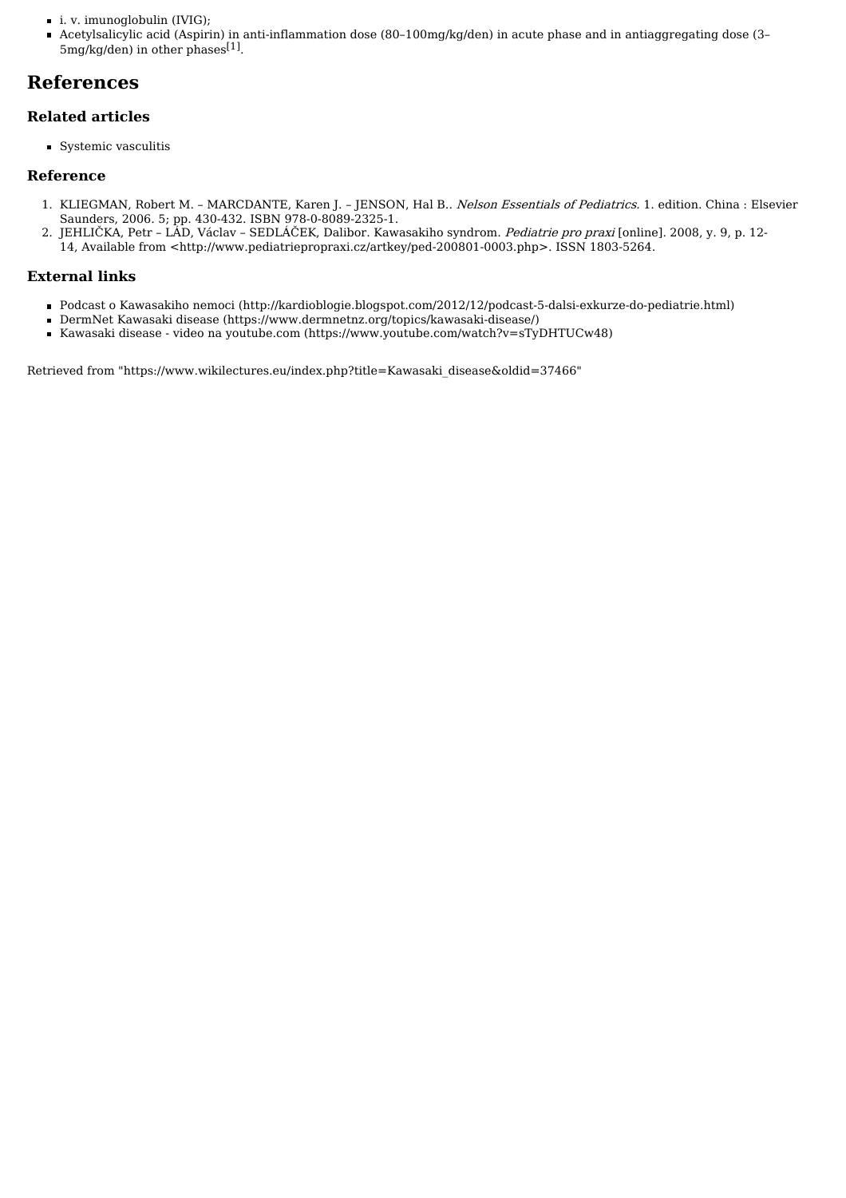- i. v. imunoglobulin (IVIG);
- Acetylsalicylic acid (Aspirin) in anti-inflammation dose (80–100mg/kg/den) in acute phase and in antiaggregating dose (3–5mg/kg/den) in other phases[1].

## References

### Related articles

- Systemic vasculitis

### Reference

1. KLIEGMAN, Robert M. – MARCDANTE, Karen J. – JENSON, Hal B.. *Nelson Essentials of Pediatrics*. 1. edition. China : Elsevier Saunders, 2006. 5; pp. 430-432. ISBN 978-0-8089-2325-1.
2. JEHLIČKA, Petr – LÁD, Václav – SEDLÁČEK, Dalibor. Kawasakiho syndrom. *Pediatrie pro praxi* [online]. 2008, y. 9, p. 12-14, Available from <http://www.pediatriepropraxi.cz/artkey/ped-200801-0003.php>. ISSN 1803-5264.

### External links

- Podcast o Kawasakiho nemoci (http://kardioblogie.blogspot.com/2012/12/podcast-5-dalsi-exkurze-do-pediatrie.html)
- DermNet Kawasaki disease (https://www.dermnetnz.org/topics/kawasaki-disease/)
- Kawasaki disease - video na youtube.com (https://www.youtube.com/watch?v=sTyDHTUCw48)

Retrieved from "https://www.wikilectures.eu/index.php?title=Kawasaki_disease&oldid=37466"